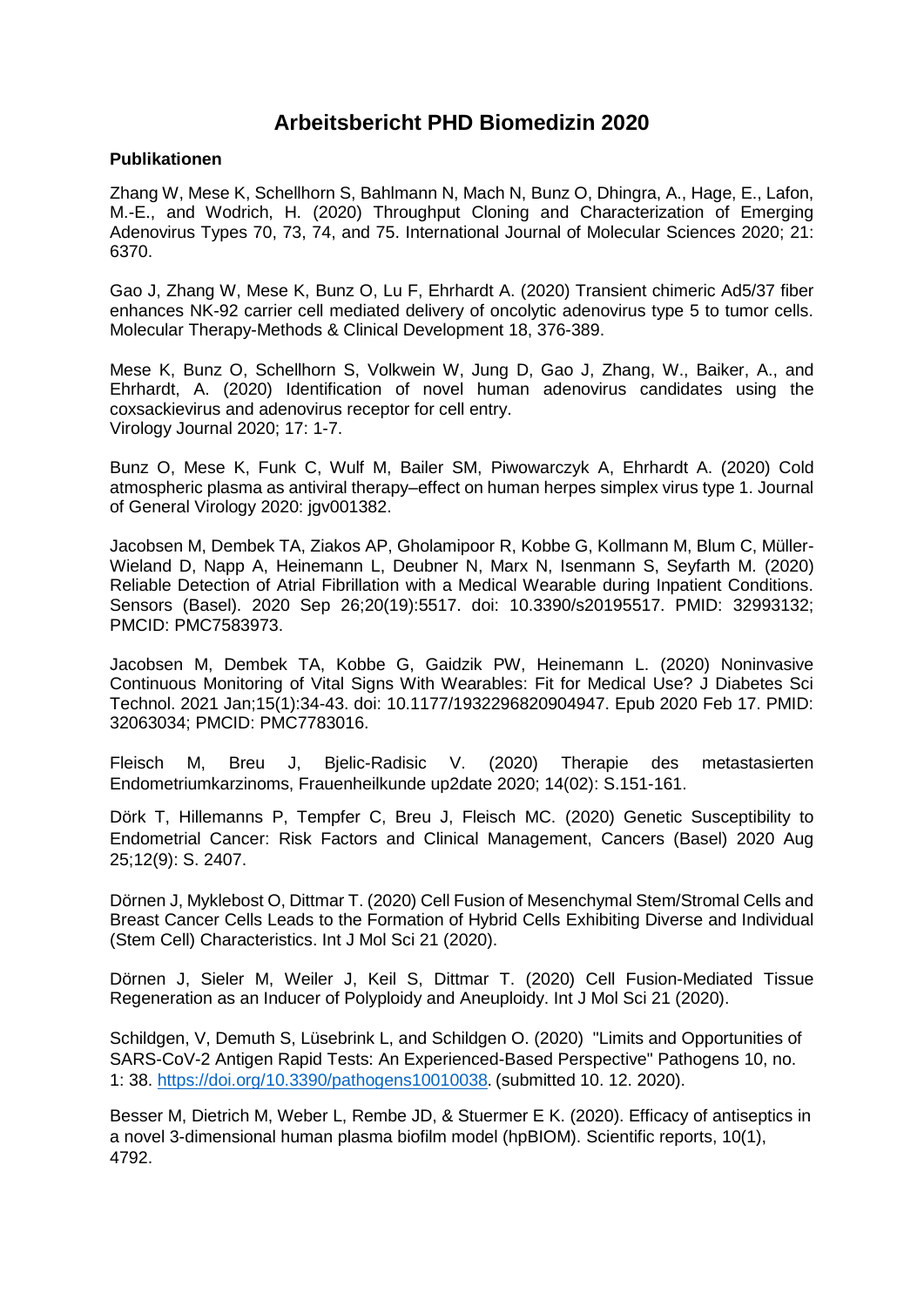# Arbeitsbericht PHD Biomedizin 2020

**Publikationen**

Zhang W, Mese K, Schellhorn S, Bahlmann N, Mach N, Bunz O, Dhingra, A., Hage, E., Lafon, M.-E., and Wodrich, H. (2020) Throughput Cloning and Characterization of Emerging Adenovirus Types 70, 73, 74, and 75. International Journal of Molecular Sciences 2020; 21: 6370.

Gao J, Zhang W, Mese K, Bunz O, Lu F, Ehrhardt A. (2020) Transient chimeric Ad5/37 fiber enhances NK-92 carrier cell mediated delivery of oncolytic adenovirus type 5 to tumor cells. Molecular Therapy-Methods & Clinical Development 18, 376-389.

Mese K, Bunz O, Schellhorn S, Volkwein W, Jung D, Gao J, Zhang, W., Baiker, A., and Ehrhardt, A. (2020) Identification of novel human adenovirus candidates using the coxsackievirus and adenovirus receptor for cell entry.
Virology Journal 2020; 17: 1-7.

Bunz O, Mese K, Funk C, Wulf M, Bailer SM, Piwowarczyk A, Ehrhardt A. (2020) Cold atmospheric plasma as antiviral therapy–effect on human herpes simplex virus type 1. Journal of General Virology 2020: jgv001382.

Jacobsen M, Dembek TA, Ziakos AP, Gholamipoor R, Kobbe G, Kollmann M, Blum C, Müller-Wieland D, Napp A, Heinemann L, Deubner N, Marx N, Isenmann S, Seyfarth M. (2020) Reliable Detection of Atrial Fibrillation with a Medical Wearable during Inpatient Conditions. Sensors (Basel). 2020 Sep 26;20(19):5517. doi: 10.3390/s20195517. PMID: 32993132; PMCID: PMC7583973.

Jacobsen M, Dembek TA, Kobbe G, Gaidzik PW, Heinemann L. (2020) Noninvasive Continuous Monitoring of Vital Signs With Wearables: Fit for Medical Use? J Diabetes Sci Technol. 2021 Jan;15(1):34-43. doi: 10.1177/1932296820904947. Epub 2020 Feb 17. PMID: 32063034; PMCID: PMC7783016.

Fleisch M, Breu J, Bjelic-Radisic V. (2020) Therapie des metastasierten Endometriumkarzinoms, Frauenheilkunde up2date 2020; 14(02): S.151-161.

Dörk T, Hillemanns P, Tempfer C, Breu J, Fleisch MC. (2020) Genetic Susceptibility to Endometrial Cancer: Risk Factors and Clinical Management, Cancers (Basel) 2020 Aug 25;12(9): S. 2407.

Dörnen J, Myklebost O, Dittmar T. (2020) Cell Fusion of Mesenchymal Stem/Stromal Cells and Breast Cancer Cells Leads to the Formation of Hybrid Cells Exhibiting Diverse and Individual (Stem Cell) Characteristics. Int J Mol Sci 21 (2020).

Dörnen J, Sieler M, Weiler J, Keil S, Dittmar T. (2020) Cell Fusion-Mediated Tissue Regeneration as an Inducer of Polyploidy and Aneuploidy. Int J Mol Sci 21 (2020).

Schildgen, V, Demuth S, Lüsebrink L, and Schildgen O. (2020) "Limits and Opportunities of SARS-CoV-2 Antigen Rapid Tests: An Experienced-Based Perspective" Pathogens 10, no. 1: 38. https://doi.org/10.3390/pathogens10010038. (submitted 10. 12. 2020).

Besser M, Dietrich M, Weber L, Rembe JD, & Stuermer E K. (2020). Efficacy of antiseptics in a novel 3-dimensional human plasma biofilm model (hpBIOM). Scientific reports, 10(1), 4792.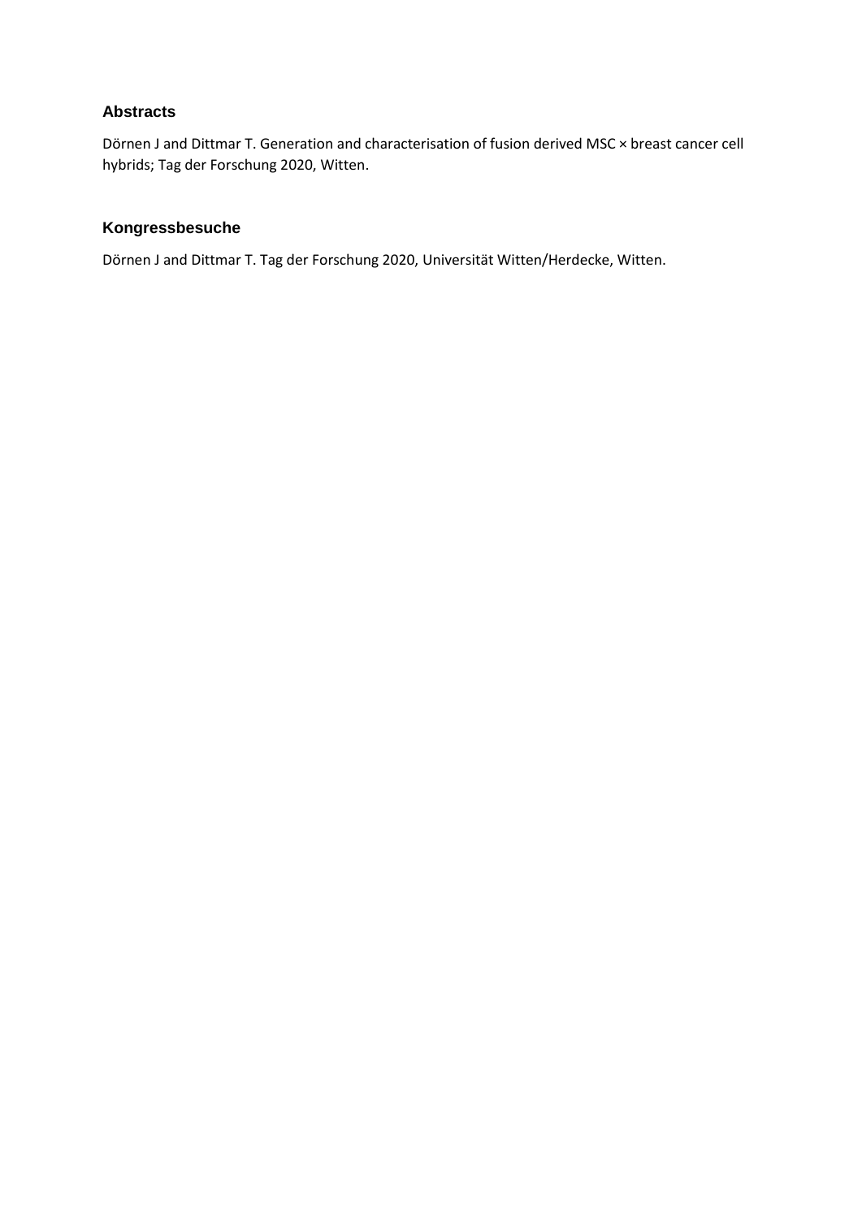## Abstracts

Dörnen J and Dittmar T. Generation and characterisation of fusion derived MSC × breast cancer cell hybrids; Tag der Forschung 2020, Witten.

## Kongressbesuche

Dörnen J and Dittmar T. Tag der Forschung 2020, Universität Witten/Herdecke, Witten.